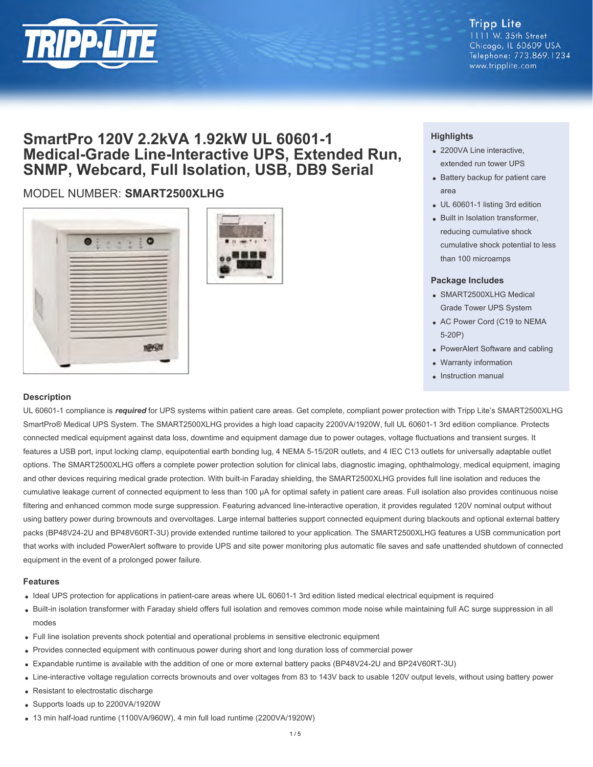Tripp Lite
1111 W. 35th Street
Chicago, IL 60609 USA
Telephone: 773.869.1234
www.tripplite.com

# SmartPro 120V 2.2kVA 1.92kW UL 60601-1 Medical-Grade Line-Interactive UPS, Extended Run, SNMP, Webcard, Full Isolation, USB, DB9 Serial

MODEL NUMBER: **SMART2500XLHG**

## Highlights

- 2200VA Line interactive, extended run tower UPS
- Battery backup for patient care area
- UL 60601-1 listing 3rd edition
- Built in Isolation transformer, reducing cumulative shock cumulative shock potential to less than 100 microamps

## Package Includes

- SMART2500XLHG Medical Grade Tower UPS System
- AC Power Cord (C19 to NEMA 5-20P)
- PowerAlert Software and cabling
- Warranty information
- Instruction manual

## Description

UL 60601-1 compliance is ***required*** for UPS systems within patient care areas. Get complete, compliant power protection with Tripp Lite's SMART2500XLHG SmartPro® Medical UPS System. The SMART2500XLHG provides a high load capacity 2200VA/1920W, full UL 60601-1 3rd edition compliance. Protects connected medical equipment against data loss, downtime and equipment damage due to power outages, voltage fluctuations and transient surges. It features a USB port, input locking clamp, equipotential earth bonding lug, 4 NEMA 5-15/20R outlets, and 4 IEC C13 outlets for universally adaptable outlet options. The SMART2500XLHG offers a complete power protection solution for clinical labs, diagnostic imaging, ophthalmology, medical equipment, imaging and other devices requiring medical grade protection. With built-in Faraday shielding, the SMART2500XLHG provides full line isolation and reduces the cumulative leakage current of connected equipment to less than 100 µA for optimal safety in patient care areas. Full isolation also provides continuous noise filtering and enhanced common mode surge suppression. Featuring advanced line-interactive operation, it provides regulated 120V nominal output without using battery power during brownouts and overvoltages. Large internal batteries support connected equipment during blackouts and optional external battery packs (BP48V24-2U and BP48V60RT-3U) provide extended runtime tailored to your application. The SMART2500XLHG features a USB communication port that works with included PowerAlert software to provide UPS and site power monitoring plus automatic file saves and safe unattended shutdown of connected equipment in the event of a prolonged power failure.

## Features

- Ideal UPS protection for applications in patient-care areas where UL 60601-1 3rd edition listed medical electrical equipment is required
- Built-in isolation transformer with Faraday shield offers full isolation and removes common mode noise while maintaining full AC surge suppression in all modes
- Full line isolation prevents shock potential and operational problems in sensitive electronic equipment
- Provides connected equipment with continuous power during short and long duration loss of commercial power
- Expandable runtime is available with the addition of one or more external battery packs (BP48V24-2U and BP24V60RT-3U)
- Line-interactive voltage regulation corrects brownouts and over voltages from 83 to 143V back to usable 120V output levels, without using battery power
- Resistant to electrostatic discharge
- Supports loads up to 2200VA/1920W
- 13 min half-load runtime (1100VA/960W), 4 min full load runtime (2200VA/1920W)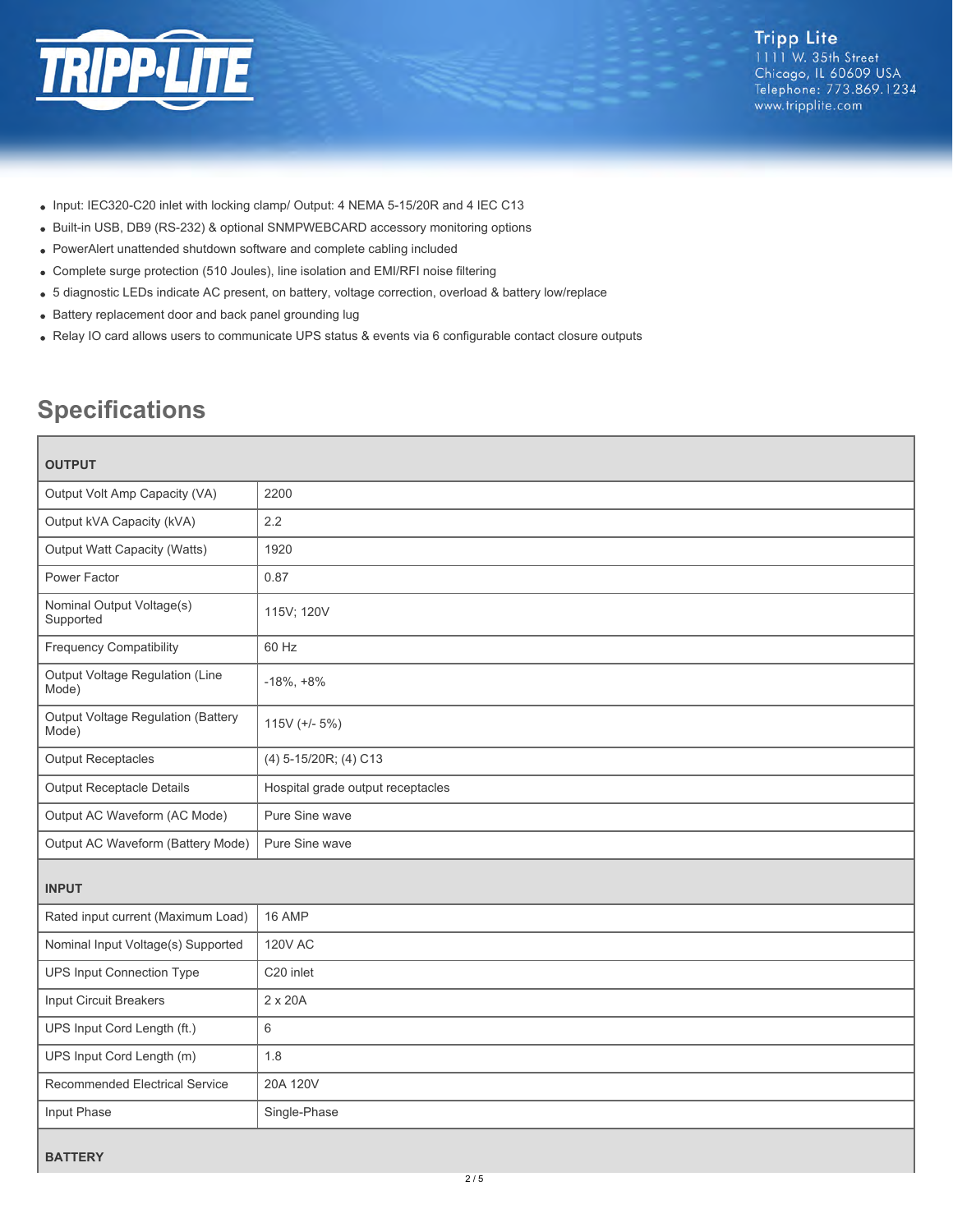- Input: IEC320-C20 inlet with locking clamp/ Output: 4 NEMA 5-15/20R and 4 IEC C13
- Built-in USB, DB9 (RS-232) & optional SNMPWEBCARD accessory monitoring options
- PowerAlert unattended shutdown software and complete cabling included
- Complete surge protection (510 Joules), line isolation and EMI/RFI noise filtering
- 5 diagnostic LEDs indicate AC present, on battery, voltage correction, overload & battery low/replace
- Battery replacement door and back panel grounding lug
- Relay IO card allows users to communicate UPS status & events via 6 configurable contact closure outputs

## Specifications

| OUTPUT | |
|---|---|
| Output Volt Amp Capacity (VA) | 2200 |
| Output kVA Capacity (kVA) | 2.2 |
| Output Watt Capacity (Watts) | 1920 |
| Power Factor | 0.87 |
| Nominal Output Voltage(s) Supported | 115V; 120V |
| Frequency Compatibility | 60 Hz |
| Output Voltage Regulation (Line Mode) | -18%, +8% |
| Output Voltage Regulation (Battery Mode) | 115V (+/- 5%) |
| Output Receptacles | (4) 5-15/20R; (4) C13 |
| Output Receptacle Details | Hospital grade output receptacles |
| Output AC Waveform (AC Mode) | Pure Sine wave |
| Output AC Waveform (Battery Mode) | Pure Sine wave |
| **INPUT** | |
| Rated input current (Maximum Load) | 16 AMP |
| Nominal Input Voltage(s) Supported | 120V AC |
| UPS Input Connection Type | C20 inlet |
| Input Circuit Breakers | 2 x 20A |
| UPS Input Cord Length (ft.) | 6 |
| UPS Input Cord Length (m) | 1.8 |
| Recommended Electrical Service | 20A 120V |
| Input Phase | Single-Phase |
| **BATTERY** | |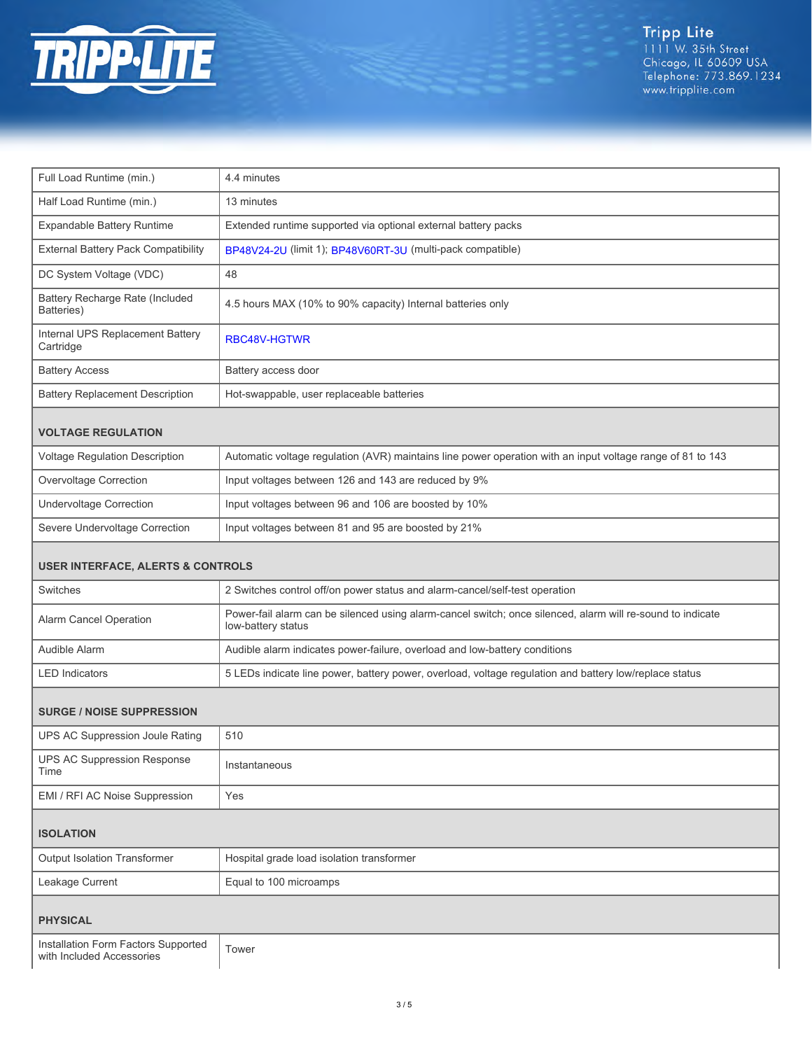| | |
|---|---|
| Full Load Runtime (min.) | 4.4 minutes |
| Half Load Runtime (min.) | 13 minutes |
| Expandable Battery Runtime | Extended runtime supported via optional external battery packs |
| External Battery Pack Compatibility | BP48V24-2U (limit 1); BP48V60RT-3U (multi-pack compatible) |
| DC System Voltage (VDC) | 48 |
| Battery Recharge Rate (Included Batteries) | 4.5 hours MAX (10% to 90% capacity) Internal batteries only |
| Internal UPS Replacement Battery Cartridge | RBC48V-HGTWR |
| Battery Access | Battery access door |
| Battery Replacement Description | Hot-swappable, user replaceable batteries |

## VOLTAGE REGULATION

| | |
|---|---|
| Voltage Regulation Description | Automatic voltage regulation (AVR) maintains line power operation with an input voltage range of 81 to 143 |
| Overvoltage Correction | Input voltages between 126 and 143 are reduced by 9% |
| Undervoltage Correction | Input voltages between 96 and 106 are boosted by 10% |
| Severe Undervoltage Correction | Input voltages between 81 and 95 are boosted by 21% |

## USER INTERFACE, ALERTS & CONTROLS

| | |
|---|---|
| Switches | 2 Switches control off/on power status and alarm-cancel/self-test operation |
| Alarm Cancel Operation | Power-fail alarm can be silenced using alarm-cancel switch; once silenced, alarm will re-sound to indicate low-battery status |
| Audible Alarm | Audible alarm indicates power-failure, overload and low-battery conditions |
| LED Indicators | 5 LEDs indicate line power, battery power, overload, voltage regulation and battery low/replace status |

## SURGE / NOISE SUPPRESSION

| | |
|---|---|
| UPS AC Suppression Joule Rating | 510 |
| UPS AC Suppression Response Time | Instantaneous |
| EMI / RFI AC Noise Suppression | Yes |

## ISOLATION

| | |
|---|---|
| Output Isolation Transformer | Hospital grade load isolation transformer |
| Leakage Current | Equal to 100 microamps |

## PHYSICAL

| | |
|---|---|
| Installation Form Factors Supported with Included Accessories | Tower |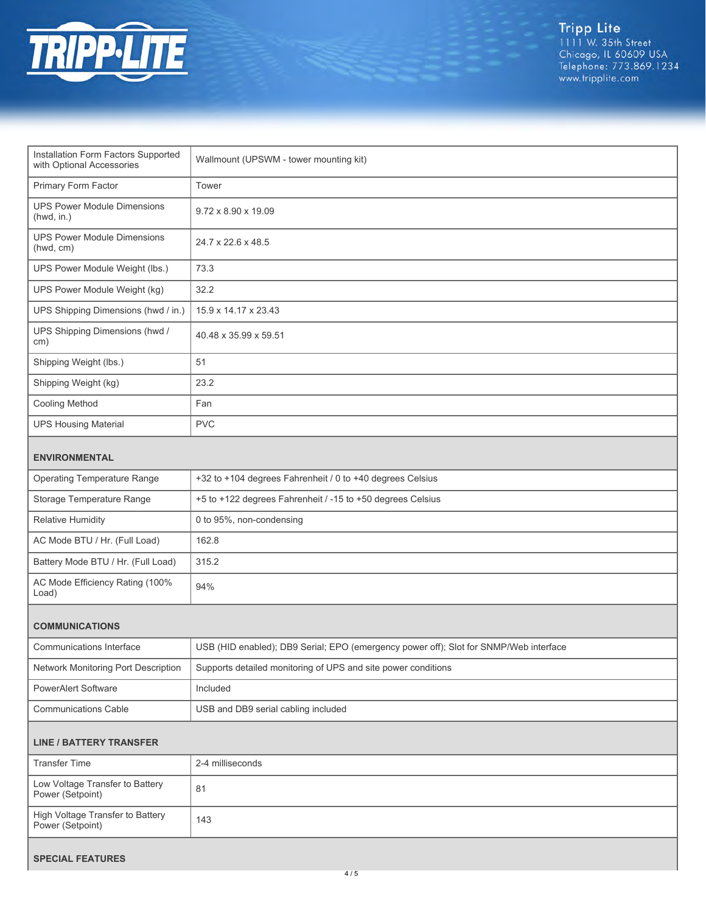| | |
|---|---|
| Installation Form Factors Supported with Optional Accessories | Wallmount (UPSWM - tower mounting kit) |
| Primary Form Factor | Tower |
| UPS Power Module Dimensions (hwd, in.) | 9.72 x 8.90 x 19.09 |
| UPS Power Module Dimensions (hwd, cm) | 24.7 x 22.6 x 48.5 |
| UPS Power Module Weight (lbs.) | 73.3 |
| UPS Power Module Weight (kg) | 32.2 |
| UPS Shipping Dimensions (hwd / in.) | 15.9 x 14.17 x 23.43 |
| UPS Shipping Dimensions (hwd / cm) | 40.48 x 35.99 x 59.51 |
| Shipping Weight (lbs.) | 51 |
| Shipping Weight (kg) | 23.2 |
| Cooling Method | Fan |
| UPS Housing Material | PVC |

## ENVIRONMENTAL

| | |
|---|---|
| Operating Temperature Range | +32 to +104 degrees Fahrenheit / 0 to +40 degrees Celsius |
| Storage Temperature Range | +5 to +122 degrees Fahrenheit / -15 to +50 degrees Celsius |
| Relative Humidity | 0 to 95%, non-condensing |
| AC Mode BTU / Hr. (Full Load) | 162.8 |
| Battery Mode BTU / Hr. (Full Load) | 315.2 |
| AC Mode Efficiency Rating (100% Load) | 94% |

## COMMUNICATIONS

| | |
|---|---|
| Communications Interface | USB (HID enabled); DB9 Serial; EPO (emergency power off); Slot for SNMP/Web interface |
| Network Monitoring Port Description | Supports detailed monitoring of UPS and site power conditions |
| PowerAlert Software | Included |
| Communications Cable | USB and DB9 serial cabling included |

## LINE / BATTERY TRANSFER

| | |
|---|---|
| Transfer Time | 2-4 milliseconds |
| Low Voltage Transfer to Battery Power (Setpoint) | 81 |
| High Voltage Transfer to Battery Power (Setpoint) | 143 |

## SPECIAL FEATURES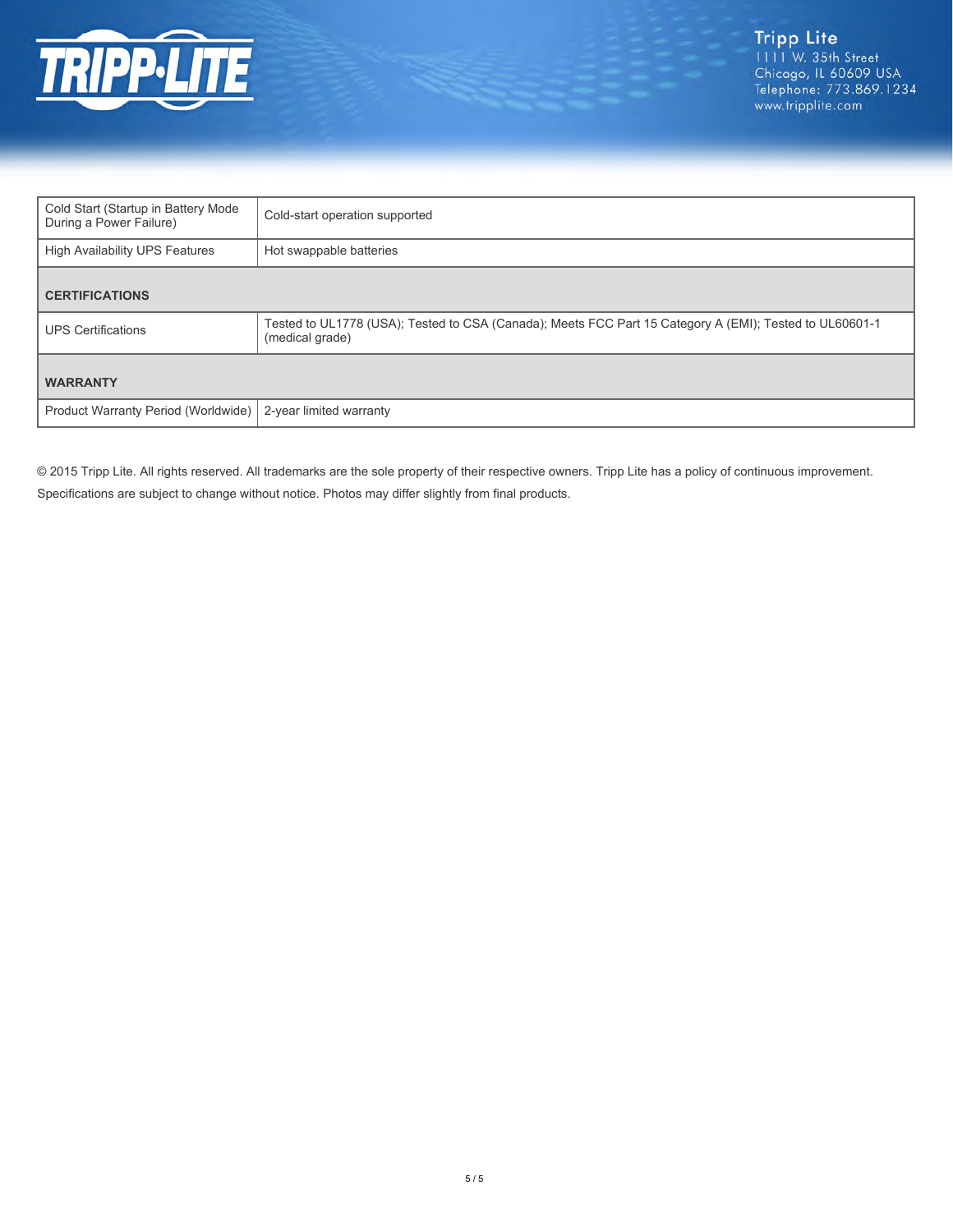| | |
|---|---|
| Cold Start (Startup in Battery Mode During a Power Failure) | Cold-start operation supported |
| High Availability UPS Features | Hot swappable batteries |
| **CERTIFICATIONS** | |
| UPS Certifications | Tested to UL1778 (USA); Tested to CSA (Canada); Meets FCC Part 15 Category A (EMI); Tested to UL60601-1 (medical grade) |
| **WARRANTY** | |
| Product Warranty Period (Worldwide) | 2-year limited warranty |

© 2015 Tripp Lite. All rights reserved. All trademarks are the sole property of their respective owners. Tripp Lite has a policy of continuous improvement. Specifications are subject to change without notice. Photos may differ slightly from final products.